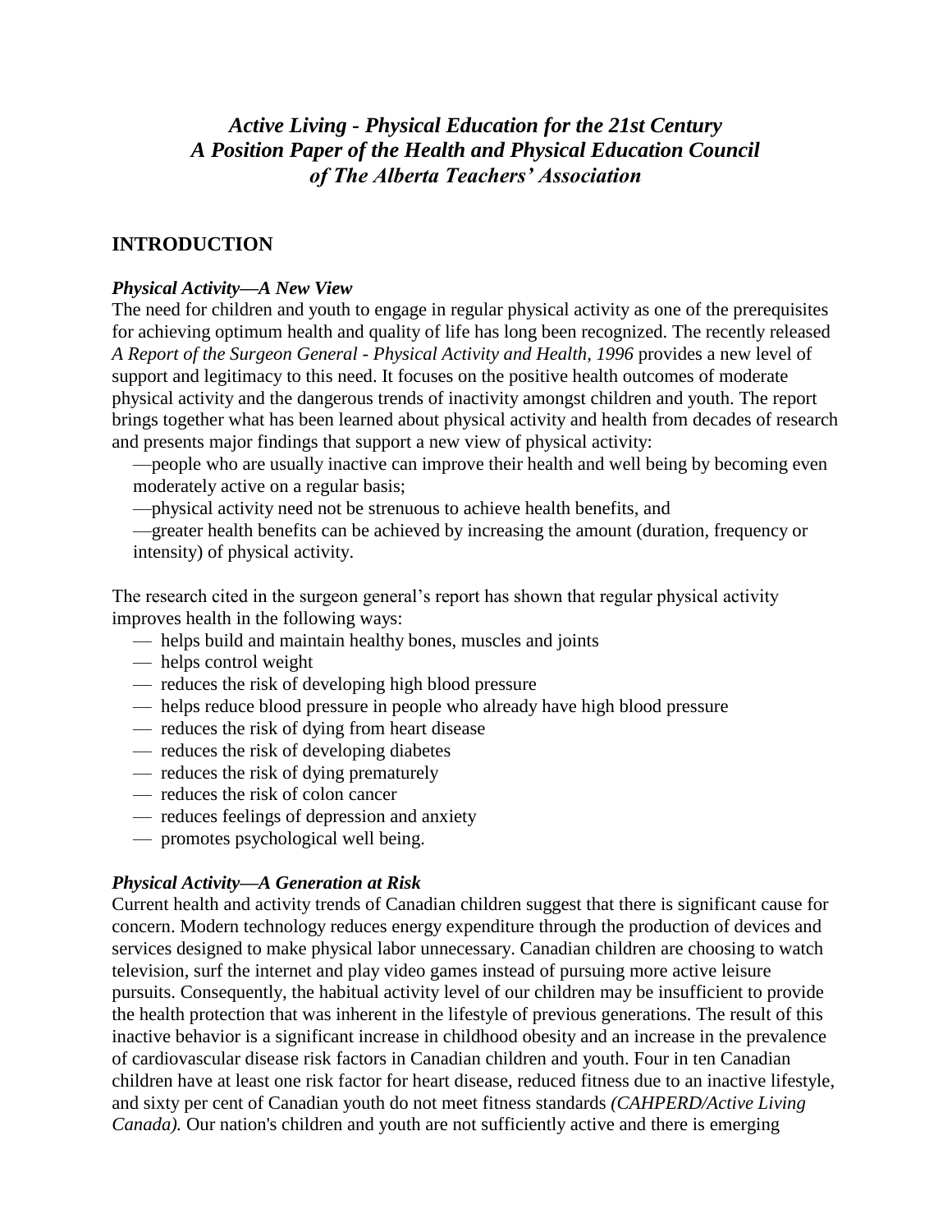# *Active Living - Physical Education for the 21st Century*
# *A Position Paper of the Health and Physical Education Council of The Alberta Teachers' Association*

## INTRODUCTION

### *Physical Activity—A New View*

The need for children and youth to engage in regular physical activity as one of the prerequisites for achieving optimum health and quality of life has long been recognized. The recently released *A Report of the Surgeon General - Physical Activity and Health, 1996* provides a new level of support and legitimacy to this need. It focuses on the positive health outcomes of moderate physical activity and the dangerous trends of inactivity amongst children and youth. The report brings together what has been learned about physical activity and health from decades of research and presents major findings that support a new view of physical activity:

—people who are usually inactive can improve their health and well being by becoming even moderately active on a regular basis;

—physical activity need not be strenuous to achieve health benefits, and

—greater health benefits can be achieved by increasing the amount (duration, frequency or intensity) of physical activity.

The research cited in the surgeon general's report has shown that regular physical activity improves health in the following ways:

— helps build and maintain healthy bones, muscles and joints

— helps control weight

— reduces the risk of developing high blood pressure

— helps reduce blood pressure in people who already have high blood pressure

— reduces the risk of dying from heart disease

— reduces the risk of developing diabetes

— reduces the risk of dying prematurely

— reduces the risk of colon cancer

— reduces feelings of depression and anxiety

— promotes psychological well being.

### *Physical Activity—A Generation at Risk*

Current health and activity trends of Canadian children suggest that there is significant cause for concern. Modern technology reduces energy expenditure through the production of devices and services designed to make physical labor unnecessary. Canadian children are choosing to watch television, surf the internet and play video games instead of pursuing more active leisure pursuits. Consequently, the habitual activity level of our children may be insufficient to provide the health protection that was inherent in the lifestyle of previous generations. The result of this inactive behavior is a significant increase in childhood obesity and an increase in the prevalence of cardiovascular disease risk factors in Canadian children and youth. Four in ten Canadian children have at least one risk factor for heart disease, reduced fitness due to an inactive lifestyle, and sixty per cent of Canadian youth do not meet fitness standards *(CAHPERD/Active Living Canada).* Our nation's children and youth are not sufficiently active and there is emerging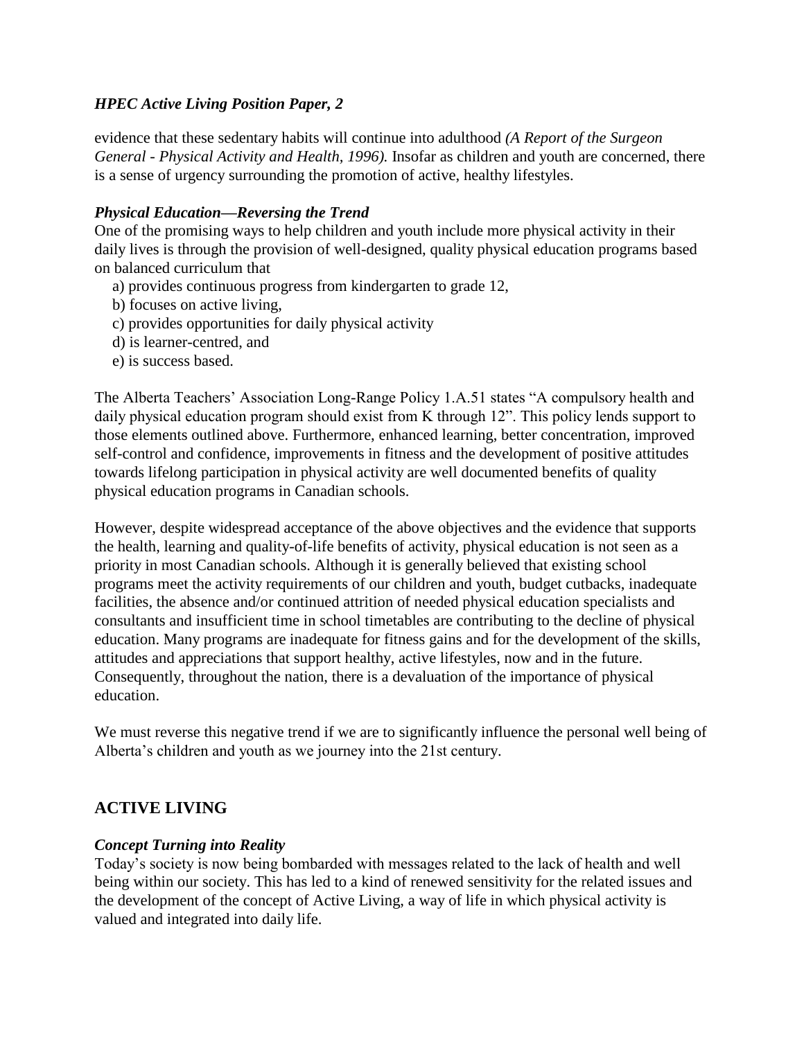evidence that these sedentary habits will continue into adulthood *(A Report of the Surgeon General - Physical Activity and Health, 1996).* Insofar as children and youth are concerned, there is a sense of urgency surrounding the promotion of active, healthy lifestyles.

### *Physical Education—Reversing the Trend*

One of the promising ways to help children and youth include more physical activity in their daily lives is through the provision of well-designed, quality physical education programs based on balanced curriculum that

a) provides continuous progress from kindergarten to grade 12,
b) focuses on active living,
c) provides opportunities for daily physical activity
d) is learner-centred, and
e) is success based.

The Alberta Teachers' Association Long-Range Policy 1.A.51 states "A compulsory health and daily physical education program should exist from K through 12". This policy lends support to those elements outlined above. Furthermore, enhanced learning, better concentration, improved self-control and confidence, improvements in fitness and the development of positive attitudes towards lifelong participation in physical activity are well documented benefits of quality physical education programs in Canadian schools.

However, despite widespread acceptance of the above objectives and the evidence that supports the health, learning and quality-of-life benefits of activity, physical education is not seen as a priority in most Canadian schools. Although it is generally believed that existing school programs meet the activity requirements of our children and youth, budget cutbacks, inadequate facilities, the absence and/or continued attrition of needed physical education specialists and consultants and insufficient time in school timetables are contributing to the decline of physical education. Many programs are inadequate for fitness gains and for the development of the skills, attitudes and appreciations that support healthy, active lifestyles, now and in the future. Consequently, throughout the nation, there is a devaluation of the importance of physical education.

We must reverse this negative trend if we are to significantly influence the personal well being of Alberta's children and youth as we journey into the 21st century.

## ACTIVE LIVING

### *Concept Turning into Reality*

Today's society is now being bombarded with messages related to the lack of health and well being within our society. This has led to a kind of renewed sensitivity for the related issues and the development of the concept of Active Living, a way of life in which physical activity is valued and integrated into daily life.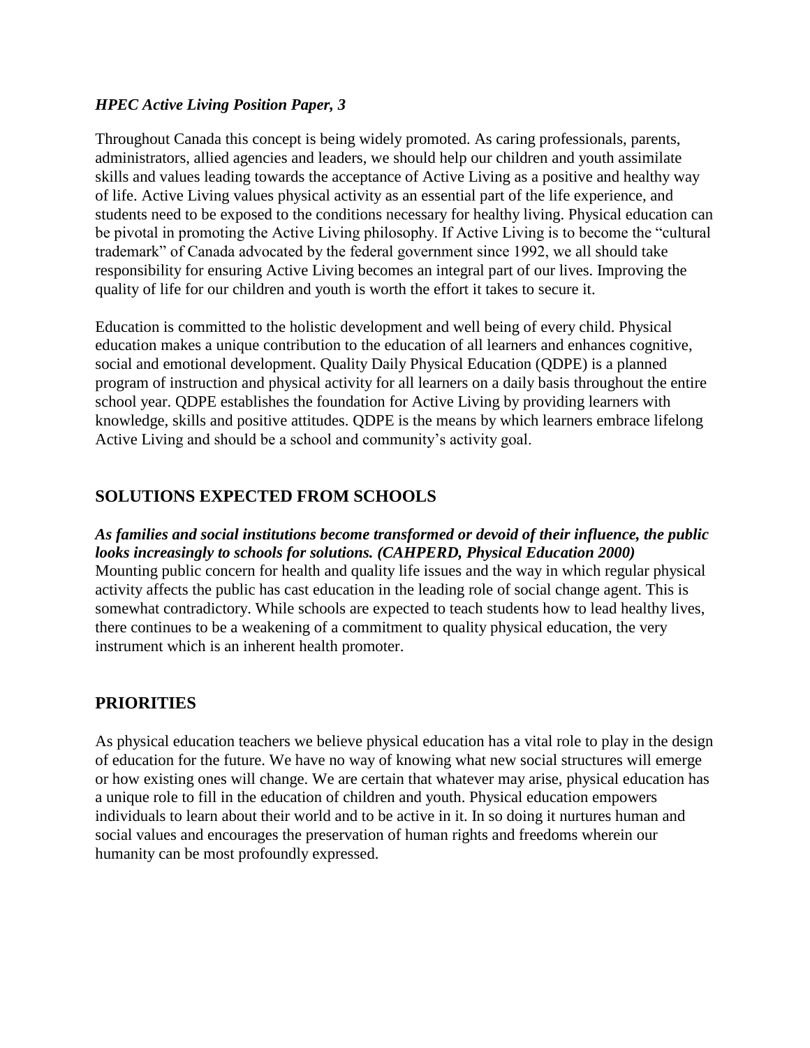Throughout Canada this concept is being widely promoted. As caring professionals, parents, administrators, allied agencies and leaders, we should help our children and youth assimilate skills and values leading towards the acceptance of Active Living as a positive and healthy way of life. Active Living values physical activity as an essential part of the life experience, and students need to be exposed to the conditions necessary for healthy living. Physical education can be pivotal in promoting the Active Living philosophy. If Active Living is to become the "cultural trademark" of Canada advocated by the federal government since 1992, we all should take responsibility for ensuring Active Living becomes an integral part of our lives. Improving the quality of life for our children and youth is worth the effort it takes to secure it.

Education is committed to the holistic development and well being of every child. Physical education makes a unique contribution to the education of all learners and enhances cognitive, social and emotional development. Quality Daily Physical Education (QDPE) is a planned program of instruction and physical activity for all learners on a daily basis throughout the entire school year. QDPE establishes the foundation for Active Living by providing learners with knowledge, skills and positive attitudes. QDPE is the means by which learners embrace lifelong Active Living and should be a school and community's activity goal.

## SOLUTIONS EXPECTED FROM SCHOOLS

***As families and social institutions become transformed or devoid of their influence, the public looks increasingly to schools for solutions. (CAHPERD, Physical Education 2000)***

Mounting public concern for health and quality life issues and the way in which regular physical activity affects the public has cast education in the leading role of social change agent. This is somewhat contradictory. While schools are expected to teach students how to lead healthy lives, there continues to be a weakening of a commitment to quality physical education, the very instrument which is an inherent health promoter.

## PRIORITIES

As physical education teachers we believe physical education has a vital role to play in the design of education for the future. We have no way of knowing what new social structures will emerge or how existing ones will change. We are certain that whatever may arise, physical education has a unique role to fill in the education of children and youth. Physical education empowers individuals to learn about their world and to be active in it. In so doing it nurtures human and social values and encourages the preservation of human rights and freedoms wherein our humanity can be most profoundly expressed.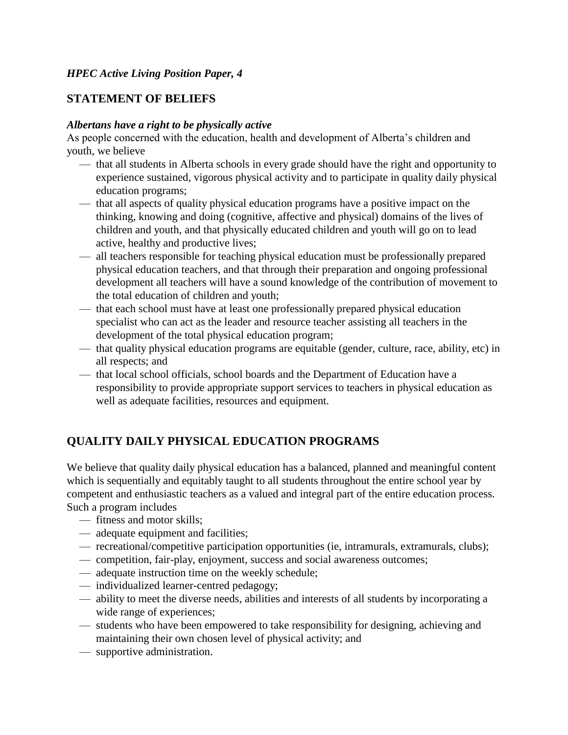## STATEMENT OF BELIEFS

***Albertans have a right to be physically active***

As people concerned with the education, health and development of Alberta's children and youth, we believe

- that all students in Alberta schools in every grade should have the right and opportunity to experience sustained, vigorous physical activity and to participate in quality daily physical education programs;
- that all aspects of quality physical education programs have a positive impact on the thinking, knowing and doing (cognitive, affective and physical) domains of the lives of children and youth, and that physically educated children and youth will go on to lead active, healthy and productive lives;
- all teachers responsible for teaching physical education must be professionally prepared physical education teachers, and that through their preparation and ongoing professional development all teachers will have a sound knowledge of the contribution of movement to the total education of children and youth;
- that each school must have at least one professionally prepared physical education specialist who can act as the leader and resource teacher assisting all teachers in the development of the total physical education program;
- that quality physical education programs are equitable (gender, culture, race, ability, etc) in all respects; and
- that local school officials, school boards and the Department of Education have a responsibility to provide appropriate support services to teachers in physical education as well as adequate facilities, resources and equipment.

## QUALITY DAILY PHYSICAL EDUCATION PROGRAMS

We believe that quality daily physical education has a balanced, planned and meaningful content which is sequentially and equitably taught to all students throughout the entire school year by competent and enthusiastic teachers as a valued and integral part of the entire education process. Such a program includes

- fitness and motor skills;
- adequate equipment and facilities;
- recreational/competitive participation opportunities (ie, intramurals, extramurals, clubs);
- competition, fair-play, enjoyment, success and social awareness outcomes;
- adequate instruction time on the weekly schedule;
- individualized learner-centred pedagogy;
- ability to meet the diverse needs, abilities and interests of all students by incorporating a wide range of experiences;
- students who have been empowered to take responsibility for designing, achieving and maintaining their own chosen level of physical activity; and
- supportive administration.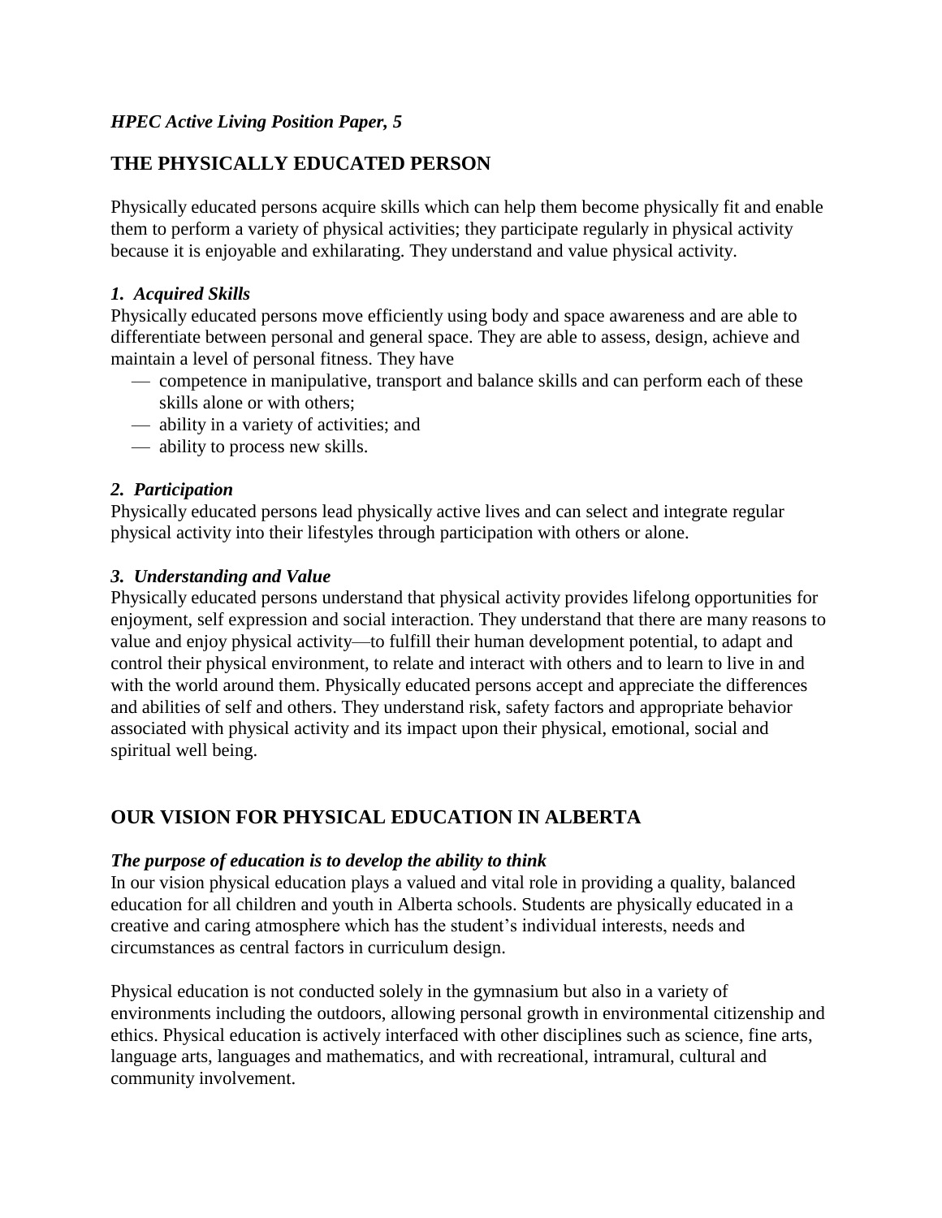## THE PHYSICALLY EDUCATED PERSON

Physically educated persons acquire skills which can help them become physically fit and enable them to perform a variety of physical activities; they participate regularly in physical activity because it is enjoyable and exhilarating. They understand and value physical activity.

### *1. Acquired Skills*

Physically educated persons move efficiently using body and space awareness and are able to differentiate between personal and general space. They are able to assess, design, achieve and maintain a level of personal fitness. They have

- competence in manipulative, transport and balance skills and can perform each of these skills alone or with others;
- ability in a variety of activities; and
- ability to process new skills.

### *2. Participation*

Physically educated persons lead physically active lives and can select and integrate regular physical activity into their lifestyles through participation with others or alone.

### *3. Understanding and Value*

Physically educated persons understand that physical activity provides lifelong opportunities for enjoyment, self expression and social interaction. They understand that there are many reasons to value and enjoy physical activity—to fulfill their human development potential, to adapt and control their physical environment, to relate and interact with others and to learn to live in and with the world around them. Physically educated persons accept and appreciate the differences and abilities of self and others. They understand risk, safety factors and appropriate behavior associated with physical activity and its impact upon their physical, emotional, social and spiritual well being.

## OUR VISION FOR PHYSICAL EDUCATION IN ALBERTA

### *The purpose of education is to develop the ability to think*

In our vision physical education plays a valued and vital role in providing a quality, balanced education for all children and youth in Alberta schools. Students are physically educated in a creative and caring atmosphere which has the student's individual interests, needs and circumstances as central factors in curriculum design.

Physical education is not conducted solely in the gymnasium but also in a variety of environments including the outdoors, allowing personal growth in environmental citizenship and ethics. Physical education is actively interfaced with other disciplines such as science, fine arts, language arts, languages and mathematics, and with recreational, intramural, cultural and community involvement.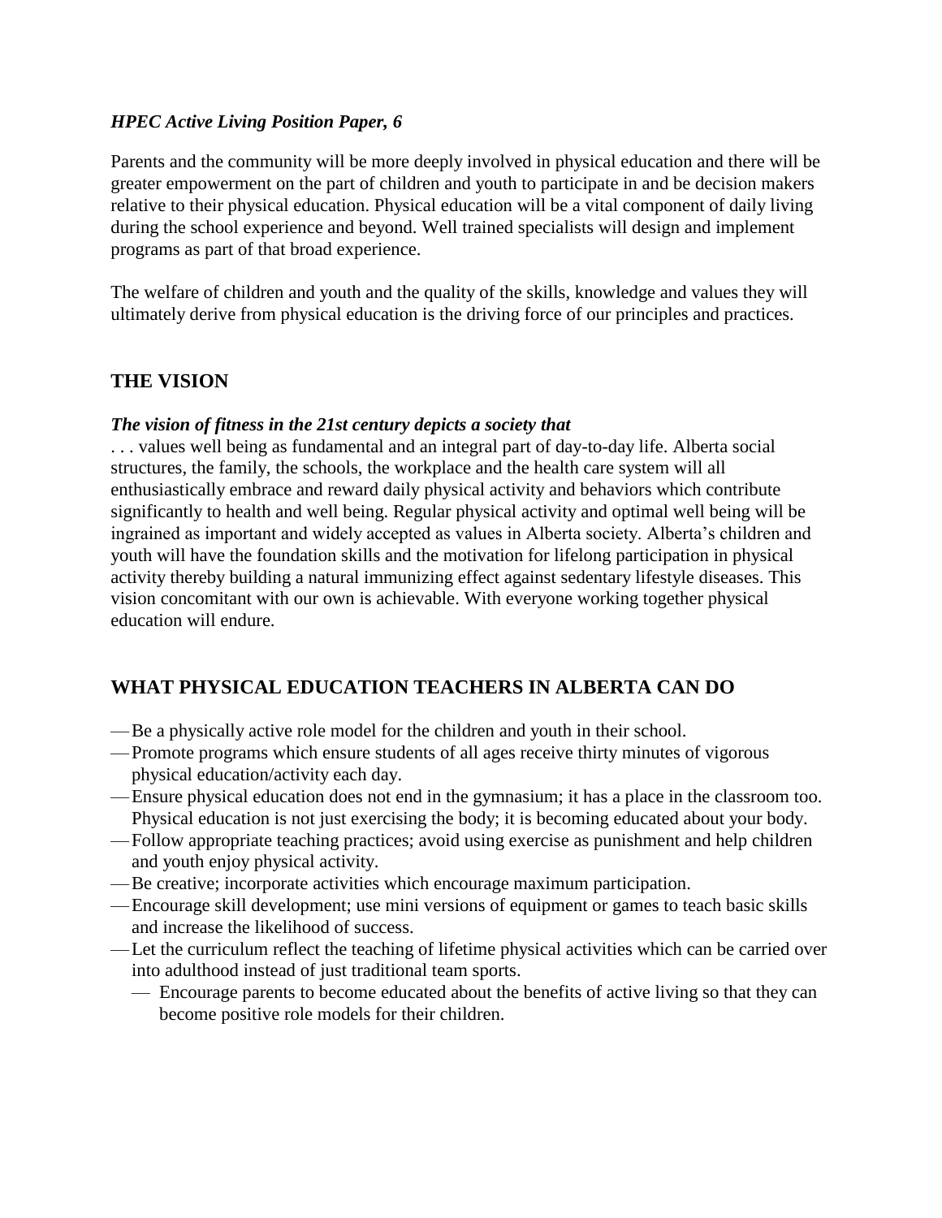Parents and the community will be more deeply involved in physical education and there will be greater empowerment on the part of children and youth to participate in and be decision makers relative to their physical education. Physical education will be a vital component of daily living during the school experience and beyond. Well trained specialists will design and implement programs as part of that broad experience.

The welfare of children and youth and the quality of the skills, knowledge and values they will ultimately derive from physical education is the driving force of our principles and practices.

## THE VISION

***The vision of fitness in the 21st century depicts a society that***

. . . values well being as fundamental and an integral part of day-to-day life. Alberta social structures, the family, the schools, the workplace and the health care system will all enthusiastically embrace and reward daily physical activity and behaviors which contribute significantly to health and well being. Regular physical activity and optimal well being will be ingrained as important and widely accepted as values in Alberta society. Alberta's children and youth will have the foundation skills and the motivation for lifelong participation in physical activity thereby building a natural immunizing effect against sedentary lifestyle diseases. This vision concomitant with our own is achievable. With everyone working together physical education will endure.

## WHAT PHYSICAL EDUCATION TEACHERS IN ALBERTA CAN DO

- Be a physically active role model for the children and youth in their school.
- Promote programs which ensure students of all ages receive thirty minutes of vigorous physical education/activity each day.
- Ensure physical education does not end in the gymnasium; it has a place in the classroom too. Physical education is not just exercising the body; it is becoming educated about your body.
- Follow appropriate teaching practices; avoid using exercise as punishment and help children and youth enjoy physical activity.
- Be creative; incorporate activities which encourage maximum participation.
- Encourage skill development; use mini versions of equipment or games to teach basic skills and increase the likelihood of success.
- Let the curriculum reflect the teaching of lifetime physical activities which can be carried over into adulthood instead of just traditional team sports.
- Encourage parents to become educated about the benefits of active living so that they can become positive role models for their children.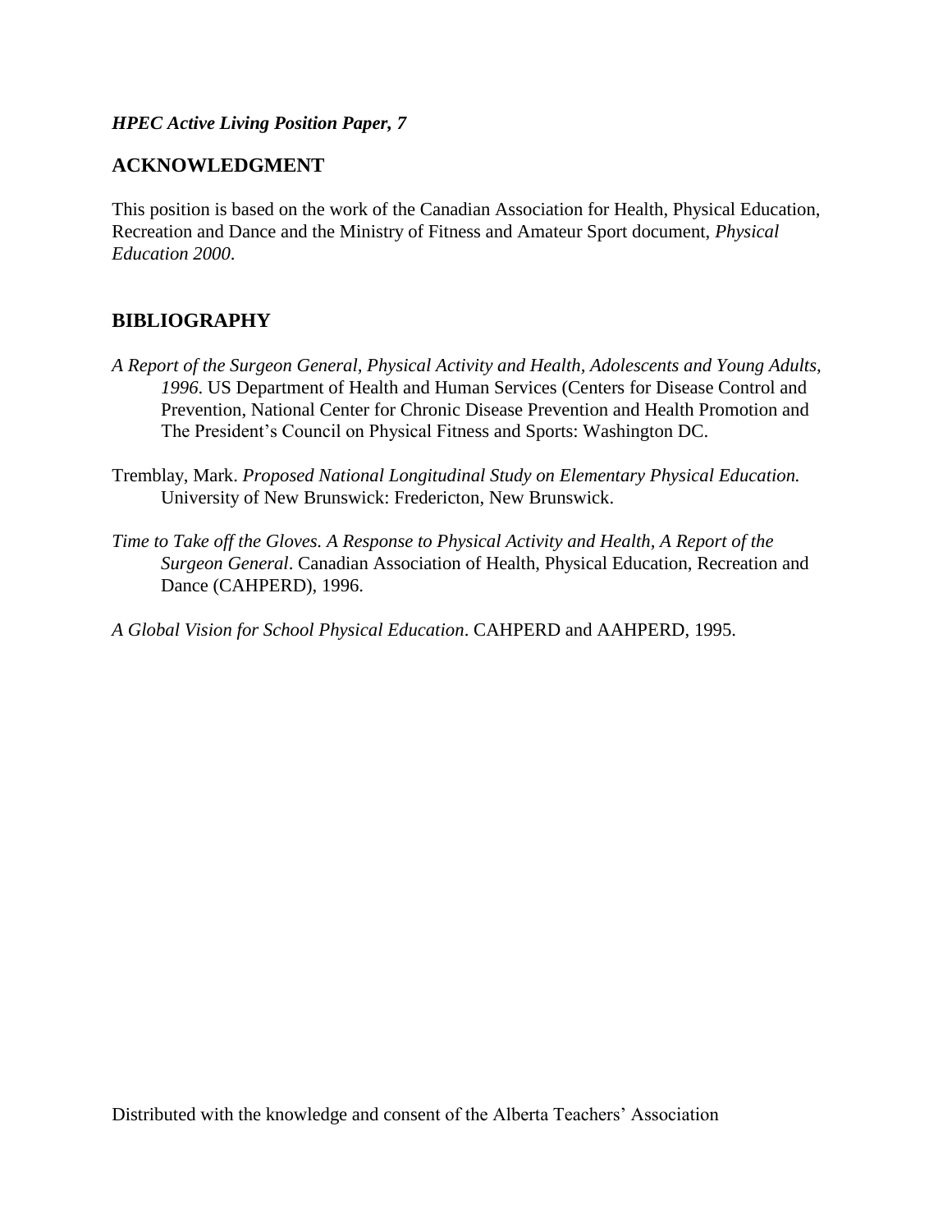## ACKNOWLEDGMENT

This position is based on the work of the Canadian Association for Health, Physical Education, Recreation and Dance and the Ministry of Fitness and Amateur Sport document, *Physical Education 2000*.

## BIBLIOGRAPHY

*A Report of the Surgeon General, Physical Activity and Health, Adolescents and Young Adults, 1996*. US Department of Health and Human Services (Centers for Disease Control and Prevention, National Center for Chronic Disease Prevention and Health Promotion and The President's Council on Physical Fitness and Sports: Washington DC.

Tremblay, Mark. *Proposed National Longitudinal Study on Elementary Physical Education.* University of New Brunswick: Fredericton, New Brunswick.

*Time to Take off the Gloves. A Response to Physical Activity and Health, A Report of the Surgeon General*. Canadian Association of Health, Physical Education, Recreation and Dance (CAHPERD), 1996.

*A Global Vision for School Physical Education*. CAHPERD and AAHPERD, 1995.

Distributed with the knowledge and consent of the Alberta Teachers' Association